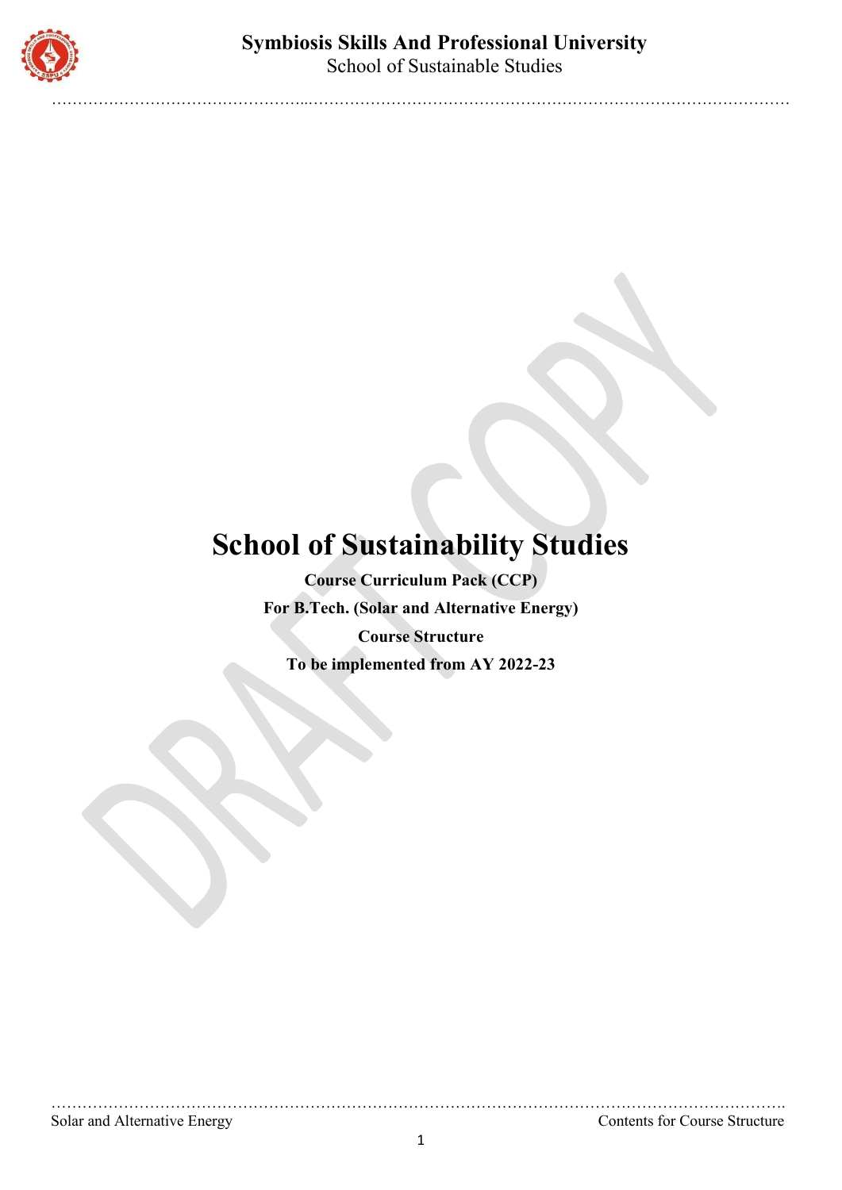# School of Sustainability Studies

**Course Curriculum Pack (CCP)**

**For B.Tech. (Solar and Alternative Energy)**

**Course Structure**

**To be implemented from AY 2022-23**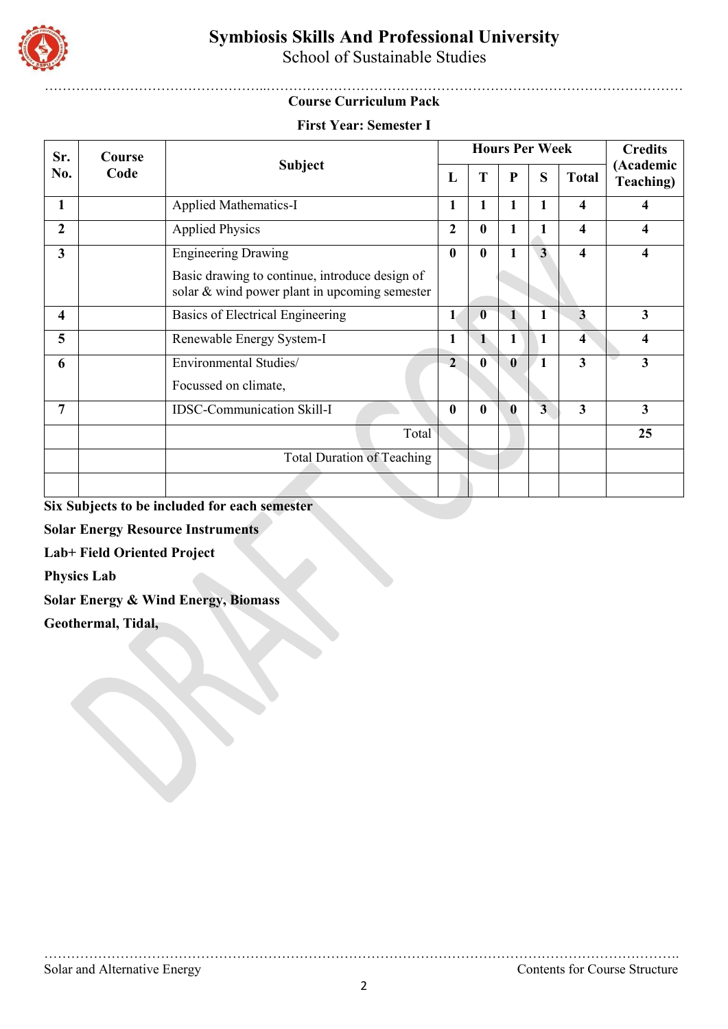**Symbiosis Skills And Professional University**

School of Sustainable Studies

## Course Curriculum Pack

### First Year: Semester I

| Sr. No. | Course Code | Subject | Hours Per Week | | | | | Credits (Academic Teaching) |
|---|---|---|---|---|---|---|---|---|
| | | | L | T | P | S | Total | |
| 1 | | Applied Mathematics-I | 1 | 1 | 1 | 1 | 4 | 4 |
| 2 | | Applied Physics | 2 | 0 | 1 | 1 | 4 | 4 |
| 3 | | Engineering Drawing<br>Basic drawing to continue, introduce design of solar & wind power plant in upcoming semester | 0 | 0 | 1 | 3 | 4 | 4 |
| 4 | | Basics of Electrical Engineering | 1 | 0 | 1 | 1 | 3 | 3 |
| 5 | | Renewable Energy System-I | 1 | 1 | 1 | 1 | 4 | 4 |
| 6 | | Environmental Studies/<br>Focussed on climate, | 2 | 0 | 0 | 1 | 3 | 3 |
| 7 | | IDSC-Communication Skill-I | 0 | 0 | 0 | 3 | 3 | 3 |
| | | Total | | | | | | 25 |
| | | Total Duration of Teaching | | | | | | |
| | | | | | | | | |

**Six Subjects to be included for each semester**

**Solar Energy Resource Instruments**

**Lab+ Field Oriented Project**

**Physics Lab**

**Solar Energy & Wind Energy, Biomass**

**Geothermal, Tidal,**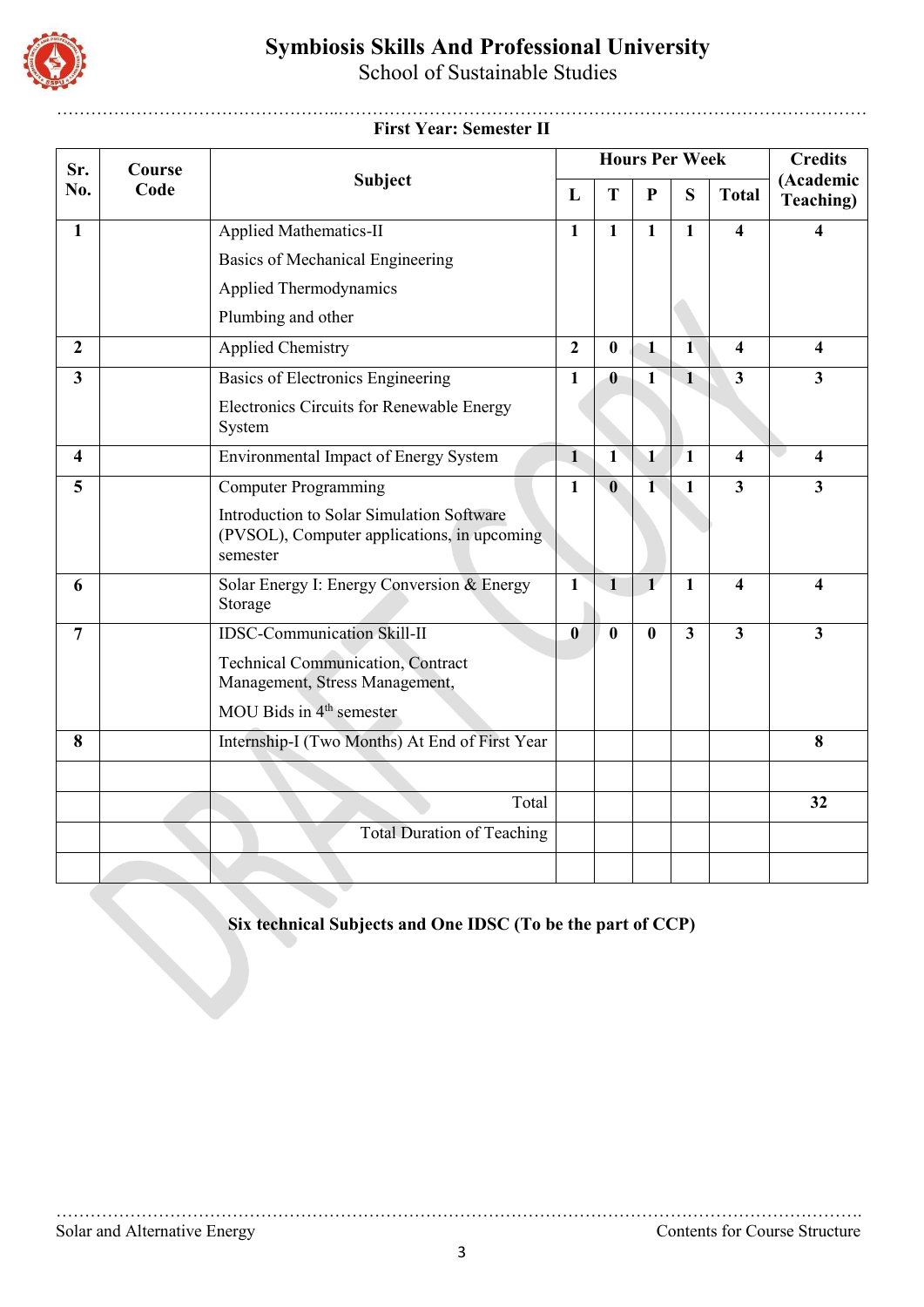# Symbiosis Skills And Professional University

School of Sustainable Studies

## First Year: Semester II

| Sr. No. | Course Code | Subject | Hours Per Week | | | | | Credits (Academic Teaching) |
|---|---|---|---|---|---|---|---|---|
| | | | L | T | P | S | Total | |
| 1 | | Applied Mathematics-II<br>Basics of Mechanical Engineering<br>Applied Thermodynamics<br>Plumbing and other | 1 | 1 | 1 | 1 | 4 | 4 |
| 2 | | Applied Chemistry | 2 | 0 | 1 | 1 | 4 | 4 |
| 3 | | Basics of Electronics Engineering<br>Electronics Circuits for Renewable Energy System | 1 | 0 | 1 | 1 | 3 | 3 |
| 4 | | Environmental Impact of Energy System | 1 | 1 | 1 | 1 | 4 | 4 |
| 5 | | Computer Programming<br>Introduction to Solar Simulation Software (PVSOL), Computer applications, in upcoming semester | 1 | 0 | 1 | 1 | 3 | 3 |
| 6 | | Solar Energy I: Energy Conversion & Energy Storage | 1 | 1 | 1 | 1 | 4 | 4 |
| 7 | | IDSC-Communication Skill-II<br>Technical Communication, Contract Management, Stress Management,<br>MOU Bids in 4th semester | 0 | 0 | 0 | 3 | 3 | 3 |
| 8 | | Internship-I (Two Months) At End of First Year | | | | | | 8 |
| | | | | | | | | |
| | | Total | | | | | | 32 |
| | | Total Duration of Teaching | | | | | | |
| | | | | | | | | |

**Six technical Subjects and One IDSC (To be the part of CCP)**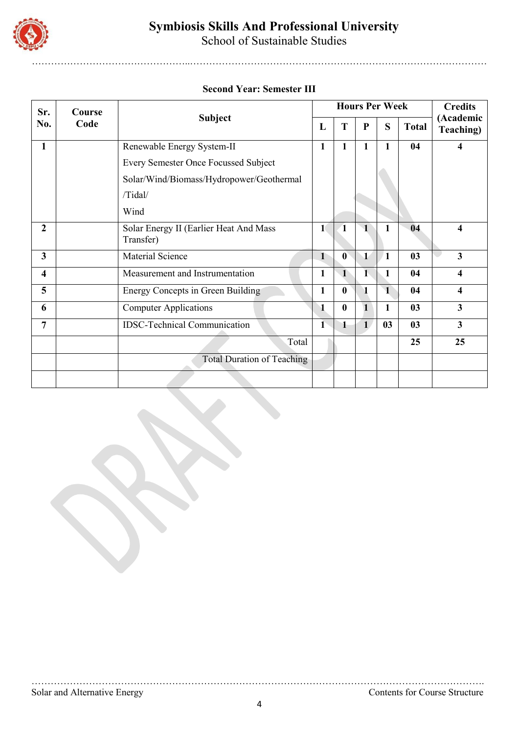# Symbiosis Skills And Professional University

School of Sustainable Studies

## Second Year: Semester III

| Sr. No. | Course Code | Subject | Hours Per Week | | | | | Credits (Academic Teaching) |
|---|---|---|---|---|---|---|---|---|
| | | | L | T | P | S | Total | |
| 1 | | Renewable Energy System-II<br>Every Semester Once Focussed Subject<br>Solar/Wind/Biomass/Hydropower/Geothermal<br>/Tidal/<br>Wind | 1 | 1 | 1 | 1 | 04 | 4 |
| 2 | | Solar Energy II (Earlier Heat And Mass Transfer) | 1 | 1 | 1 | 1 | 04 | 4 |
| 3 | | Material Science | 1 | 0 | 1 | 1 | 03 | 3 |
| 4 | | Measurement and Instrumentation | 1 | 1 | 1 | 1 | 04 | 4 |
| 5 | | Energy Concepts in Green Building | 1 | 0 | 1 | 1 | 04 | 4 |
| 6 | | Computer Applications | 1 | 0 | 1 | 1 | 03 | 3 |
| 7 | | IDSC-Technical Communication | 1 | 1 | 1 | 03 | 03 | 3 |
| | | Total | | | | | 25 | 25 |
| | | Total Duration of Teaching | | | | | | |
| | | | | | | | | |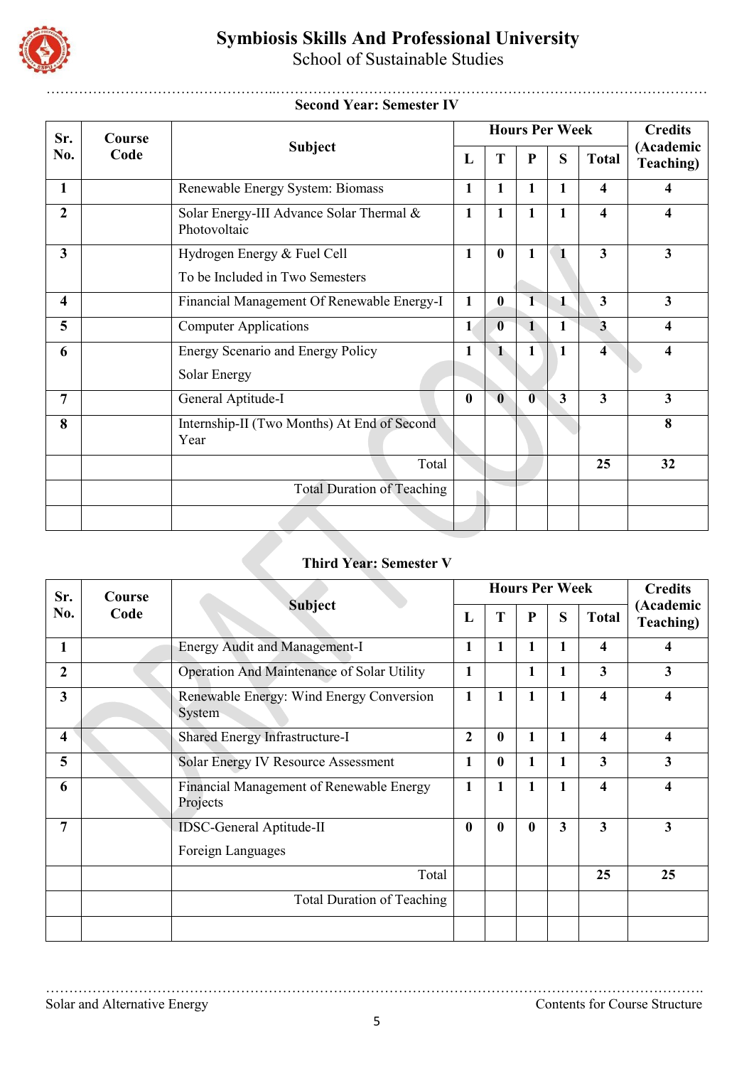# Symbiosis Skills And Professional University

School of Sustainable Studies

### Second Year: Semester IV

| Sr. No. | Course Code | Subject | Hours Per Week | | | | | Credits (Academic Teaching) |
|---|---|---|---|---|---|---|---|---|
| | | | L | T | P | S | Total | |
| 1 | | Renewable Energy System: Biomass | 1 | 1 | 1 | 1 | 4 | 4 |
| 2 | | Solar Energy-III Advance Solar Thermal & Photovoltaic | 1 | 1 | 1 | 1 | 4 | 4 |
| 3 | | Hydrogen Energy & Fuel Cell<br>To be Included in Two Semesters | 1 | 0 | 1 | 1 | 3 | 3 |
| 4 | | Financial Management Of Renewable Energy-I | 1 | 0 | 1 | 1 | 3 | 3 |
| 5 | | Computer Applications | 1 | 0 | 1 | 1 | 3 | 4 |
| 6 | | Energy Scenario and Energy Policy<br>Solar Energy | 1 | 1 | 1 | 1 | 4 | 4 |
| 7 | | General Aptitude-I | 0 | 0 | 0 | 3 | 3 | 3 |
| 8 | | Internship-II (Two Months) At End of Second Year | | | | | | 8 |
| | | Total | | | | | 25 | 32 |
| | | Total Duration of Teaching | | | | | | |
| | | | | | | | | |

### Third Year: Semester V

| Sr. No. | Course Code | Subject | Hours Per Week | | | | | Credits (Academic Teaching) |
|---|---|---|---|---|---|---|---|---|
| | | | L | T | P | S | Total | |
| 1 | | Energy Audit and Management-I | 1 | 1 | 1 | 1 | 4 | 4 |
| 2 | | Operation And Maintenance of Solar Utility | 1 | | 1 | 1 | 3 | 3 |
| 3 | | Renewable Energy: Wind Energy Conversion System | 1 | 1 | 1 | 1 | 4 | 4 |
| 4 | | Shared Energy Infrastructure-I | 2 | 0 | 1 | 1 | 4 | 4 |
| 5 | | Solar Energy IV Resource Assessment | 1 | 0 | 1 | 1 | 3 | 3 |
| 6 | | Financial Management of Renewable Energy Projects | 1 | 1 | 1 | 1 | 4 | 4 |
| 7 | | IDSC-General Aptitude-II<br>Foreign Languages | 0 | 0 | 0 | 3 | 3 | 3 |
| | | Total | | | | | 25 | 25 |
| | | Total Duration of Teaching | | | | | | |
| | | | | | | | | |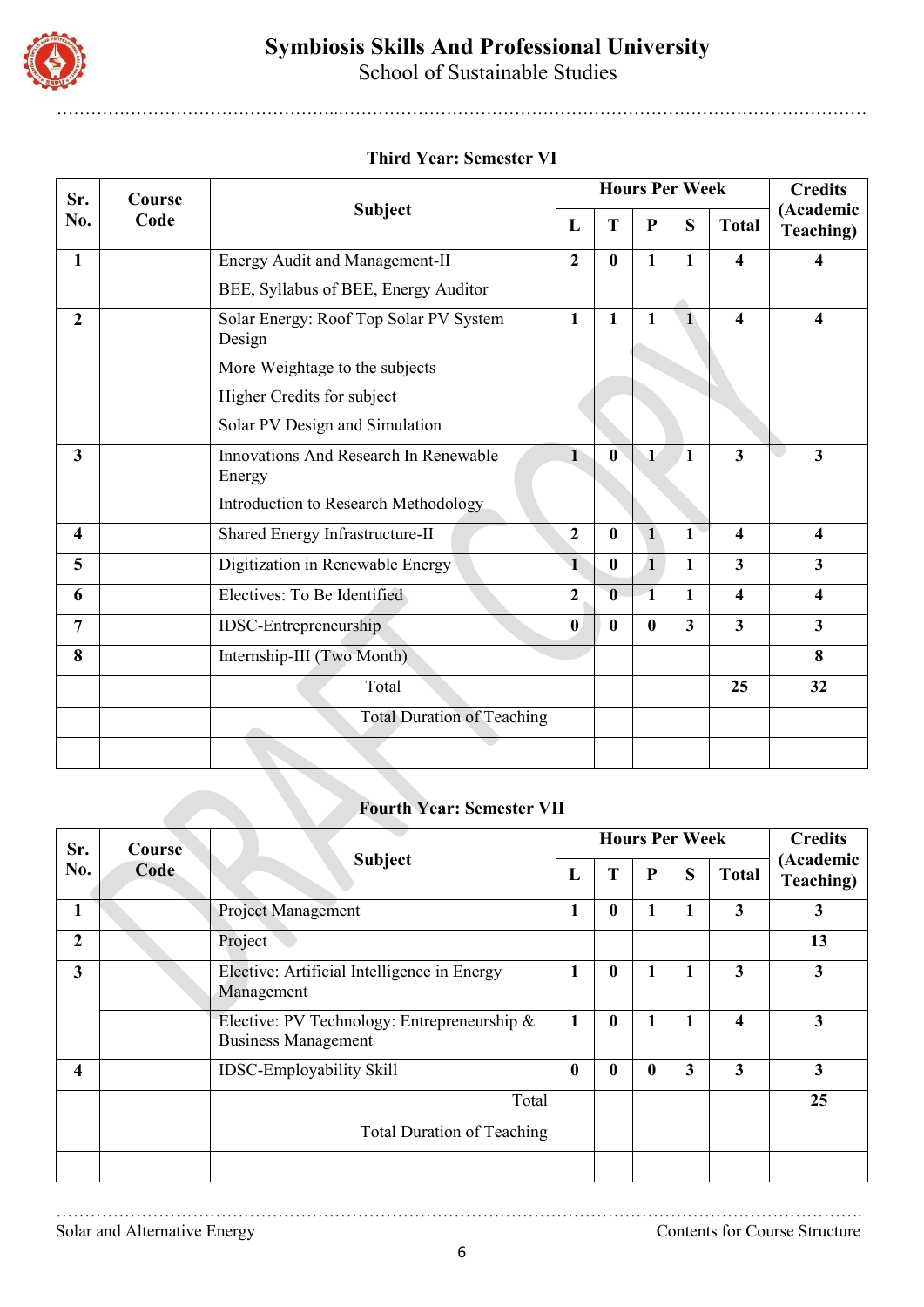### Third Year: Semester VI

| Sr. No. | Course Code | Subject | Hours Per Week | | | | | Credits (Academic Teaching) |
|---|---|---|---|---|---|---|---|---|
| | | | L | T | P | S | Total | |
| 1 | | Energy Audit and Management-II<br>BEE, Syllabus of BEE, Energy Auditor | 2 | 0 | 1 | 1 | 4 | 4 |
| 2 | | Solar Energy: Roof Top Solar PV System Design<br>More Weightage to the subjects<br>Higher Credits for subject<br>Solar PV Design and Simulation | 1 | 1 | 1 | 1 | 4 | 4 |
| 3 | | Innovations And Research In Renewable Energy<br>Introduction to Research Methodology | 1 | 0 | 1 | 1 | 3 | 3 |
| 4 | | Shared Energy Infrastructure-II | 2 | 0 | 1 | 1 | 4 | 4 |
| 5 | | Digitization in Renewable Energy | 1 | 0 | 1 | 1 | 3 | 3 |
| 6 | | Electives: To Be Identified | 2 | 0 | 1 | 1 | 4 | 4 |
| 7 | | IDSC-Entrepreneurship | 0 | 0 | 0 | 3 | 3 | 3 |
| 8 | | Internship-III (Two Month) | | | | | | 8 |
| | | Total | | | | | 25 | 32 |
| | | Total Duration of Teaching | | | | | | |
| | | | | | | | | |

### Fourth Year: Semester VII

| Sr. No. | Course Code | Subject | Hours Per Week | | | | | Credits (Academic Teaching) |
|---|---|---|---|---|---|---|---|---|
| | | | L | T | P | S | Total | |
| 1 | | Project Management | 1 | 0 | 1 | 1 | 3 | 3 |
| 2 | | Project | | | | | | 13 |
| 3 | | Elective: Artificial Intelligence in Energy Management | 1 | 0 | 1 | 1 | 3 | 3 |
| | | Elective: PV Technology: Entrepreneurship & Business Management | 1 | 0 | 1 | 1 | 4 | 3 |
| 4 | | IDSC-Employability Skill | 0 | 0 | 0 | 3 | 3 | 3 |
| | | Total | | | | | | 25 |
| | | Total Duration of Teaching | | | | | | |
| | | | | | | | | |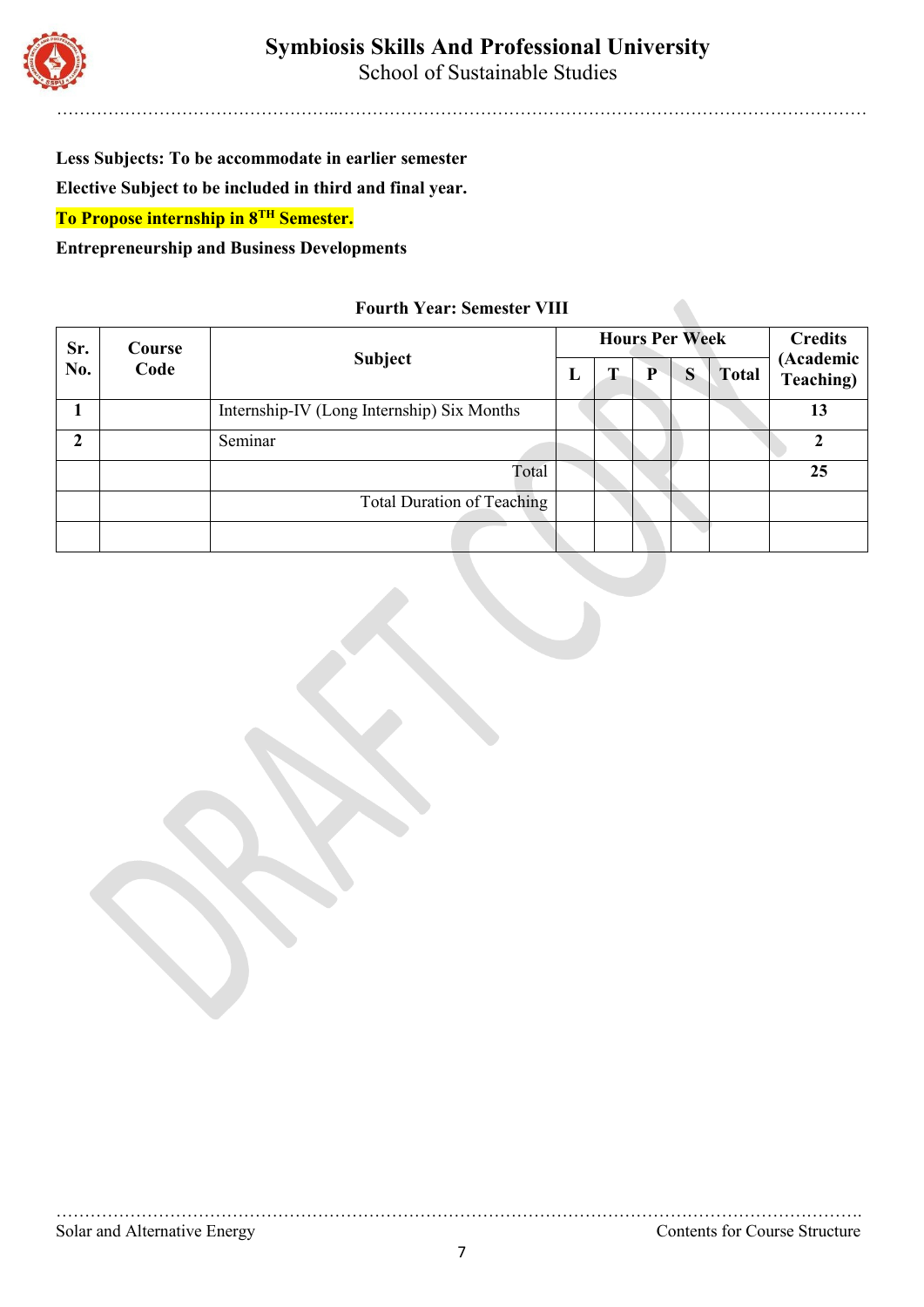**Less Subjects: To be accommodate in earlier semester**

**Elective Subject to be included in third and final year.**

**To Propose internship in 8TH Semester.**

**Entrepreneurship and Business Developments**

**Fourth Year: Semester VIII**

| Sr. No. | Course Code | Subject | Hours Per Week | | | | | Credits (Academic Teaching) |
|---|---|---|---|---|---|---|---|---|
| | | | L | T | P | S | Total | |
| **1** | | Internship-IV (Long Internship) Six Months | | | | | | **13** |
| **2** | | Seminar | | | | | | **2** |
| | | Total | | | | | | **25** |
| | | Total Duration of Teaching | | | | | | |
| | | | | | | | | |